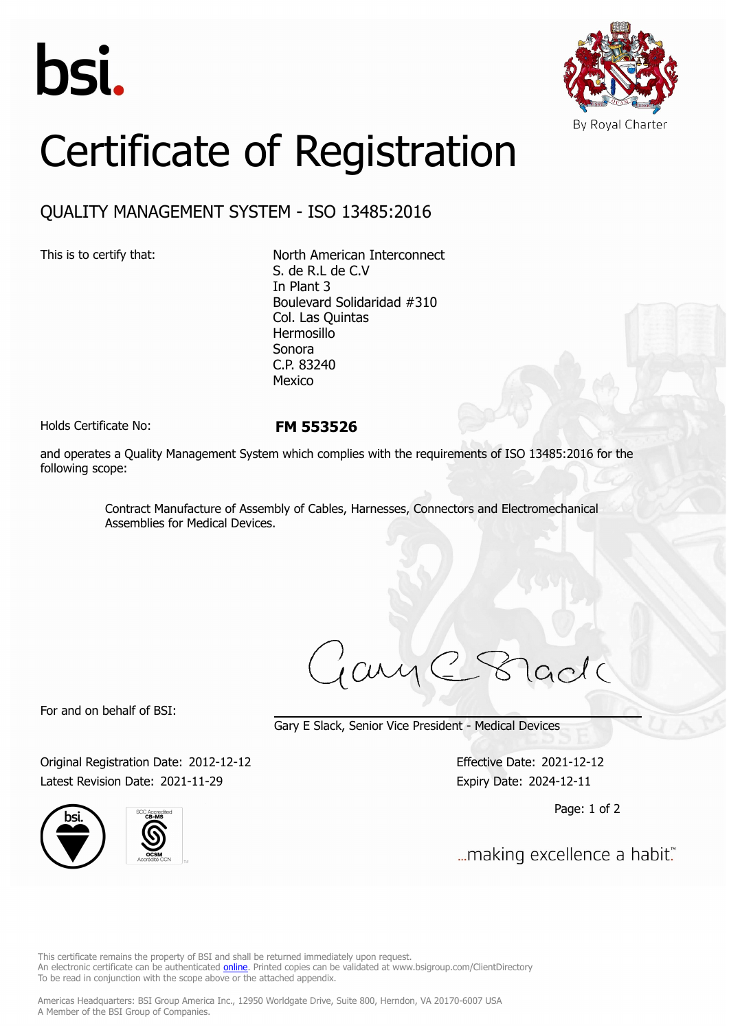bsi.

By Royal Charter

# Certificate of Registration

## QUALITY MANAGEMENT SYSTEM - ISO 13485:2016

This is to certify that:

North American Interconnect
S. de R.L de C.V
In Plant 3
Boulevard Solidaridad #310
Col. Las Quintas
Hermosillo
Sonora
C.P. 83240
Mexico

Holds Certificate No: **FM 553526**

and operates a Quality Management System which complies with the requirements of ISO 13485:2016 for the following scope:

Contract Manufacture of Assembly of Cables, Harnesses, Connectors and Electromechanical Assemblies for Medical Devices.

For and on behalf of BSI:

Gary E Slack, Senior Vice President - Medical Devices

Original Registration Date: 2012-12-12
Latest Revision Date: 2021-11-29

Effective Date: 2021-12-12
Expiry Date: 2024-12-11

...making excellence a habit.™

This certificate remains the property of BSI and shall be returned immediately upon request.
An electronic certificate can be authenticated online. Printed copies can be validated at www.bsigroup.com/ClientDirectory
To be read in conjunction with the scope above or the attached appendix.

Americas Headquarters: BSI Group America Inc., 12950 Worldgate Drive, Suite 800, Herndon, VA 20170-6007 USA
A Member of the BSI Group of Companies.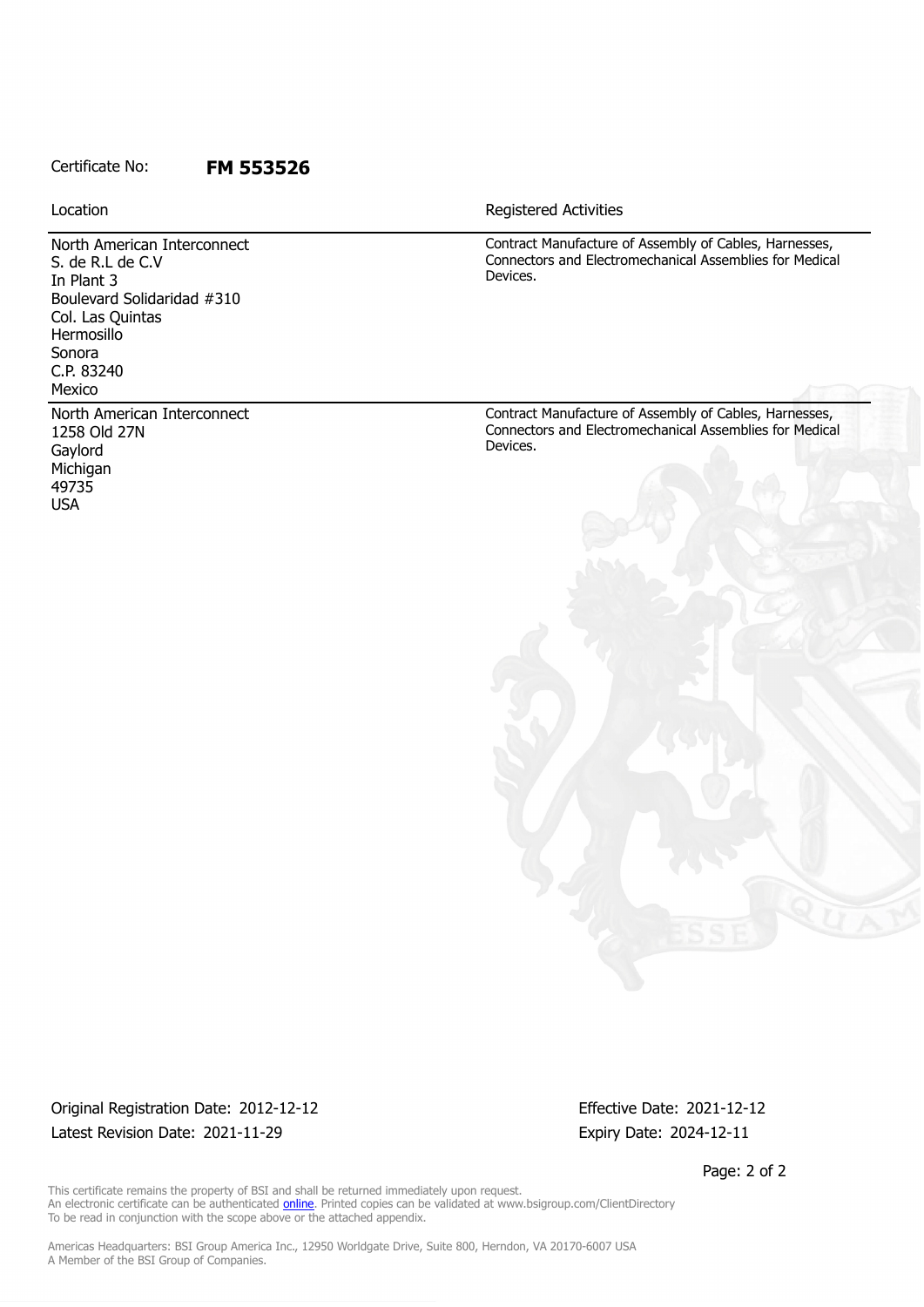Certificate No: **FM 553526**

| Location | Registered Activities |
| --- | --- |
| North American Interconnect<br>S. de R.L de C.V<br>In Plant 3<br>Boulevard Solidaridad #310<br>Col. Las Quintas<br>Hermosillo<br>Sonora<br>C.P. 83240<br>Mexico | Contract Manufacture of Assembly of Cables, Harnesses, Connectors and Electromechanical Assemblies for Medical Devices. |
| North American Interconnect<br>1258 Old 27N<br>Gaylord<br>Michigan<br>49735<br>USA | Contract Manufacture of Assembly of Cables, Harnesses, Connectors and Electromechanical Assemblies for Medical Devices. |

Original Registration Date: 2012-12-12

Latest Revision Date: 2021-11-29

Effective Date: 2021-12-12

Expiry Date: 2024-12-11

This certificate remains the property of BSI and shall be returned immediately upon request.
An electronic certificate can be authenticated online. Printed copies can be validated at www.bsigroup.com/ClientDirectory
To be read in conjunction with the scope above or the attached appendix.

Americas Headquarters: BSI Group America Inc., 12950 Worldgate Drive, Suite 800, Herndon, VA 20170-6007 USA
A Member of the BSI Group of Companies.